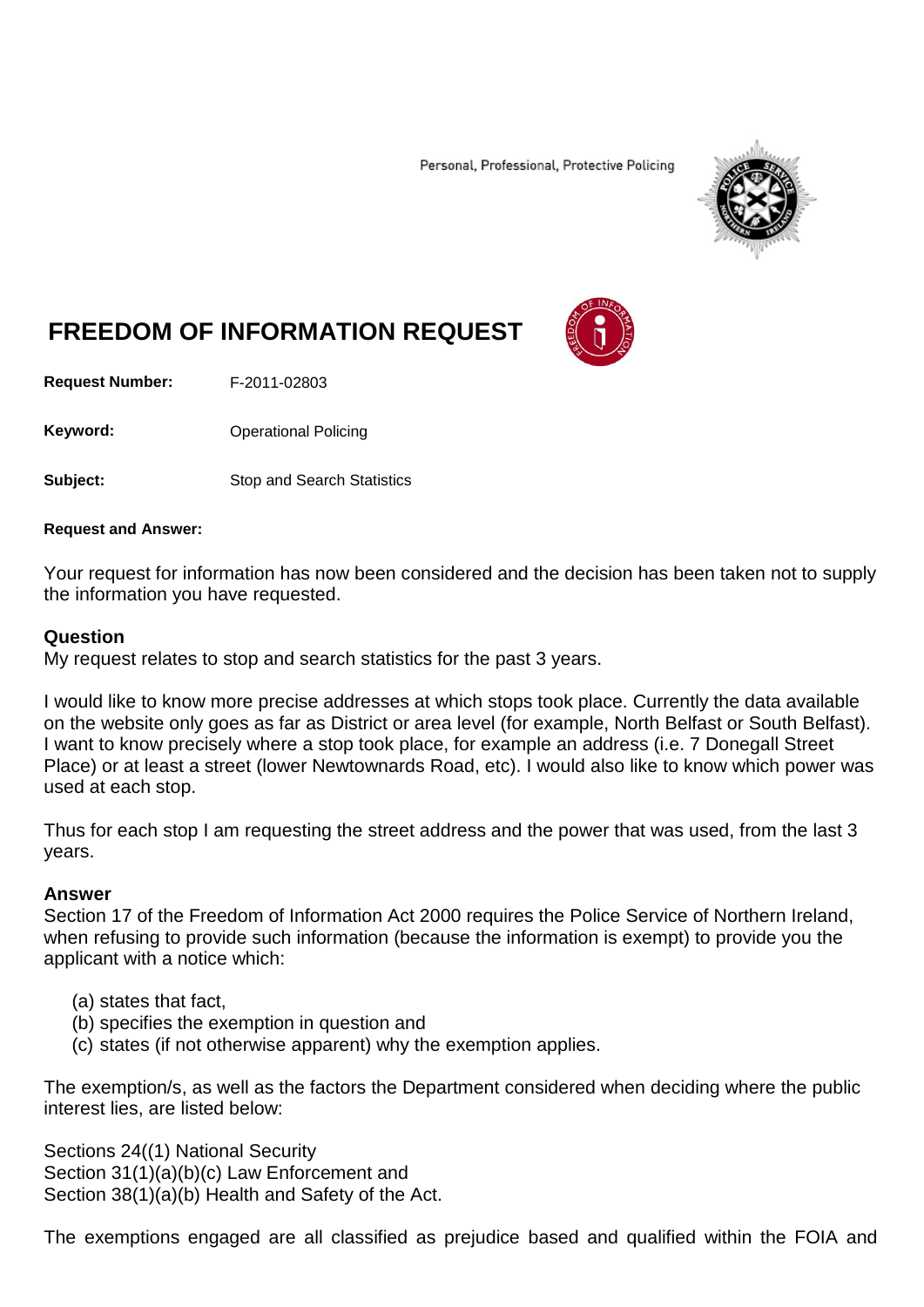Personal, Professional, Protective Policing

# FREEDOM OF INFORMATION REQUEST

**Request Number:** F-2011-02803

**Keyword:** Operational Policing

**Subject:** Stop and Search Statistics

**Request and Answer:**

Your request for information has now been considered and the decision has been taken not to supply the information you have requested.

## Question

My request relates to stop and search statistics for the past 3 years.

I would like to know more precise addresses at which stops took place. Currently the data available on the website only goes as far as District or area level (for example, North Belfast or South Belfast). I want to know precisely where a stop took place, for example an address (i.e. 7 Donegall Street Place) or at least a street (lower Newtownards Road, etc). I would also like to know which power was used at each stop.

Thus for each stop I am requesting the street address and the power that was used, from the last 3 years.

## Answer

Section 17 of the Freedom of Information Act 2000 requires the Police Service of Northern Ireland, when refusing to provide such information (because the information is exempt) to provide you the applicant with a notice which:

(a) states that fact,
(b) specifies the exemption in question and
(c) states (if not otherwise apparent) why the exemption applies.

The exemption/s, as well as the factors the Department considered when deciding where the public interest lies, are listed below:

Sections 24((1) National Security
Section 31(1)(a)(b)(c) Law Enforcement and
Section 38(1)(a)(b) Health and Safety of the Act.

The exemptions engaged are all classified as prejudice based and qualified within the FOIA and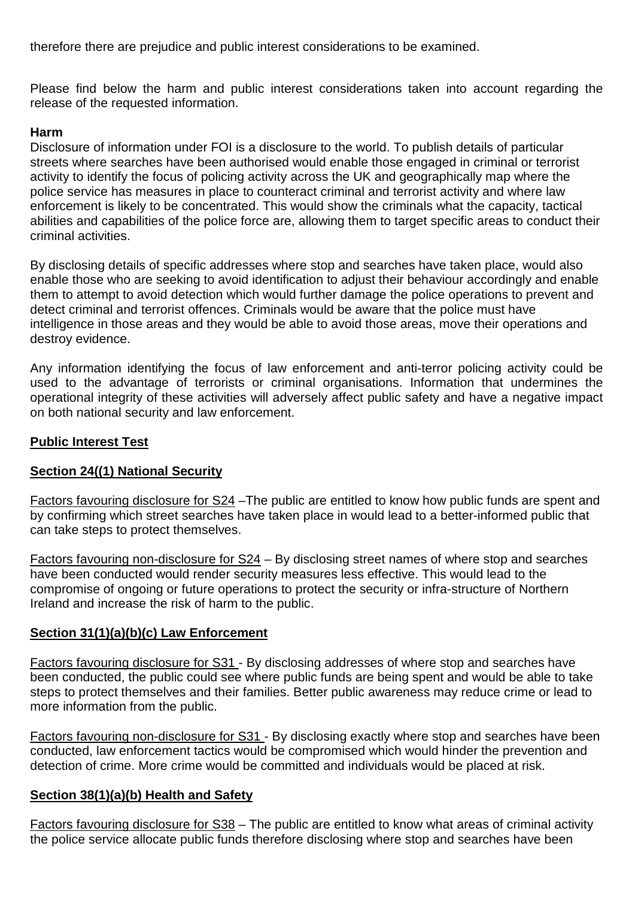therefore there are prejudice and public interest considerations to be examined.

Please find below the harm and public interest considerations taken into account regarding the release of the requested information.

**Harm**

Disclosure of information under FOI is a disclosure to the world. To publish details of particular streets where searches have been authorised would enable those engaged in criminal or terrorist activity to identify the focus of policing activity across the UK and geographically map where the police service has measures in place to counteract criminal and terrorist activity and where law enforcement is likely to be concentrated. This would show the criminals what the capacity, tactical abilities and capabilities of the police force are, allowing them to target specific areas to conduct their criminal activities.

By disclosing details of specific addresses where stop and searches have taken place, would also enable those who are seeking to avoid identification to adjust their behaviour accordingly and enable them to attempt to avoid detection which would further damage the police operations to prevent and detect criminal and terrorist offences. Criminals would be aware that the police must have intelligence in those areas and they would be able to avoid those areas, move their operations and destroy evidence.

Any information identifying the focus of law enforcement and anti-terror policing activity could be used to the advantage of terrorists or criminal organisations. Information that undermines the operational integrity of these activities will adversely affect public safety and have a negative impact on both national security and law enforcement.

**Public Interest Test**

**Section 24((1) National Security**

Factors favouring disclosure for S24 –The public are entitled to know how public funds are spent and by confirming which street searches have taken place in would lead to a better-informed public that can take steps to protect themselves.

Factors favouring non-disclosure for S24 – By disclosing street names of where stop and searches have been conducted would render security measures less effective. This would lead to the compromise of ongoing or future operations to protect the security or infra-structure of Northern Ireland and increase the risk of harm to the public.

**Section 31(1)(a)(b)(c) Law Enforcement**

Factors favouring disclosure for S31 - By disclosing addresses of where stop and searches have been conducted, the public could see where public funds are being spent and would be able to take steps to protect themselves and their families. Better public awareness may reduce crime or lead to more information from the public.

Factors favouring non-disclosure for S31 - By disclosing exactly where stop and searches have been conducted, law enforcement tactics would be compromised which would hinder the prevention and detection of crime. More crime would be committed and individuals would be placed at risk.

**Section 38(1)(a)(b) Health and Safety**

Factors favouring disclosure for S38 – The public are entitled to know what areas of criminal activity the police service allocate public funds therefore disclosing where stop and searches have been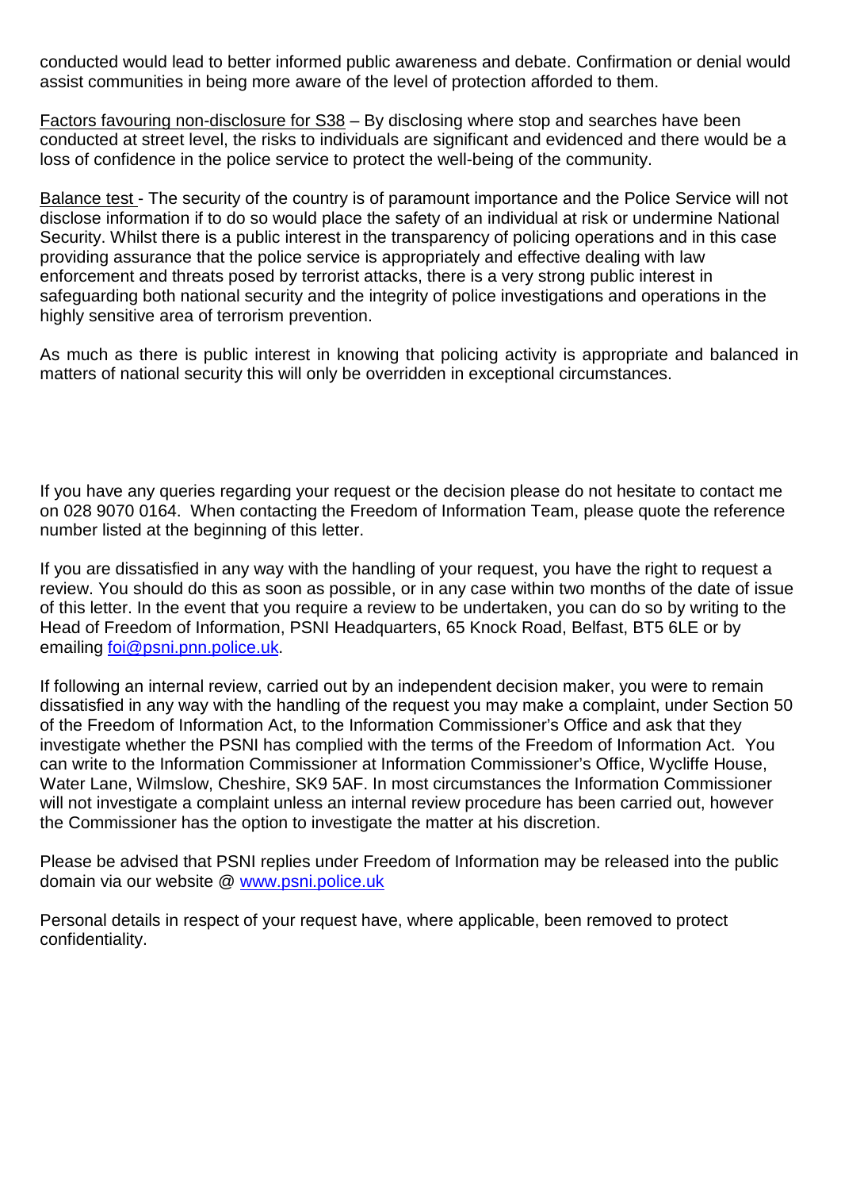conducted would lead to better informed public awareness and debate. Confirmation or denial would assist communities in being more aware of the level of protection afforded to them.

Factors favouring non-disclosure for S38 – By disclosing where stop and searches have been conducted at street level, the risks to individuals are significant and evidenced and there would be a loss of confidence in the police service to protect the well-being of the community.

Balance test - The security of the country is of paramount importance and the Police Service will not disclose information if to do so would place the safety of an individual at risk or undermine National Security. Whilst there is a public interest in the transparency of policing operations and in this case providing assurance that the police service is appropriately and effective dealing with law enforcement and threats posed by terrorist attacks, there is a very strong public interest in safeguarding both national security and the integrity of police investigations and operations in the highly sensitive area of terrorism prevention.

As much as there is public interest in knowing that policing activity is appropriate and balanced in matters of national security this will only be overridden in exceptional circumstances.

If you have any queries regarding your request or the decision please do not hesitate to contact me on 028 9070 0164. When contacting the Freedom of Information Team, please quote the reference number listed at the beginning of this letter.

If you are dissatisfied in any way with the handling of your request, you have the right to request a review. You should do this as soon as possible, or in any case within two months of the date of issue of this letter. In the event that you require a review to be undertaken, you can do so by writing to the Head of Freedom of Information, PSNI Headquarters, 65 Knock Road, Belfast, BT5 6LE or by emailing foi@psni.pnn.police.uk.

If following an internal review, carried out by an independent decision maker, you were to remain dissatisfied in any way with the handling of the request you may make a complaint, under Section 50 of the Freedom of Information Act, to the Information Commissioner's Office and ask that they investigate whether the PSNI has complied with the terms of the Freedom of Information Act. You can write to the Information Commissioner at Information Commissioner's Office, Wycliffe House, Water Lane, Wilmslow, Cheshire, SK9 5AF. In most circumstances the Information Commissioner will not investigate a complaint unless an internal review procedure has been carried out, however the Commissioner has the option to investigate the matter at his discretion.

Please be advised that PSNI replies under Freedom of Information may be released into the public domain via our website @ www.psni.police.uk

Personal details in respect of your request have, where applicable, been removed to protect confidentiality.